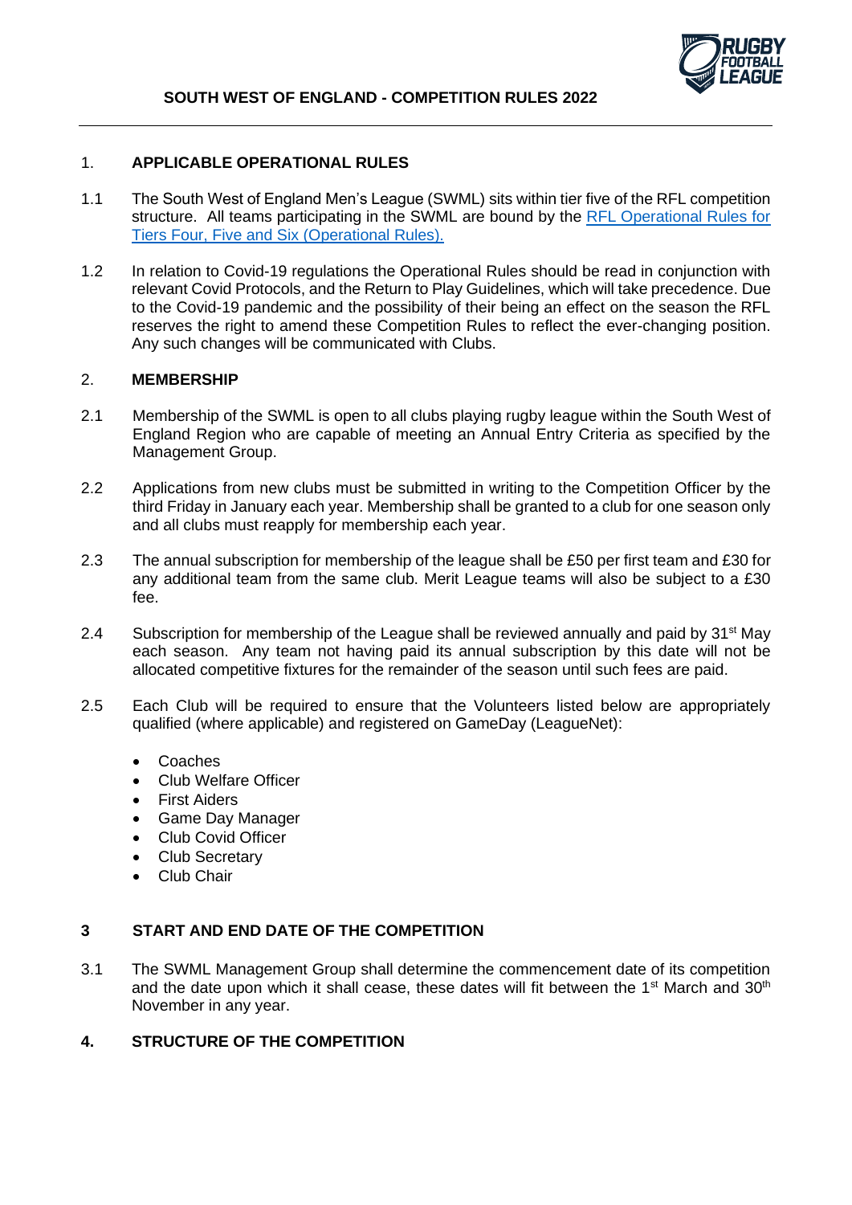# SOUTH WEST OF ENGLAND - COMPETITION RULES 2022

## 1. APPLICABLE OPERATIONAL RULES

1.1 The South West of England Men's League (SWML) sits within tier five of the RFL competition structure. All teams participating in the SWML are bound by the [RFL Operational Rules for Tiers Four, Five and Six (Operational Rules).]()

1.2 In relation to Covid-19 regulations the Operational Rules should be read in conjunction with relevant Covid Protocols, and the Return to Play Guidelines, which will take precedence. Due to the Covid-19 pandemic and the possibility of their being an effect on the season the RFL reserves the right to amend these Competition Rules to reflect the ever-changing position. Any such changes will be communicated with Clubs.

## 2. MEMBERSHIP

2.1 Membership of the SWML is open to all clubs playing rugby league within the South West of England Region who are capable of meeting an Annual Entry Criteria as specified by the Management Group.

2.2 Applications from new clubs must be submitted in writing to the Competition Officer by the third Friday in January each year. Membership shall be granted to a club for one season only and all clubs must reapply for membership each year.

2.3 The annual subscription for membership of the league shall be £50 per first team and £30 for any additional team from the same club. Merit League teams will also be subject to a £30 fee.

2.4 Subscription for membership of the League shall be reviewed annually and paid by 31st May each season. Any team not having paid its annual subscription by this date will not be allocated competitive fixtures for the remainder of the season until such fees are paid.

2.5 Each Club will be required to ensure that the Volunteers listed below are appropriately qualified (where applicable) and registered on GameDay (LeagueNet):

- Coaches
- Club Welfare Officer
- First Aiders
- Game Day Manager
- Club Covid Officer
- Club Secretary
- Club Chair

## 3 START AND END DATE OF THE COMPETITION

3.1 The SWML Management Group shall determine the commencement date of its competition and the date upon which it shall cease, these dates will fit between the 1st March and 30th November in any year.

## 4. STRUCTURE OF THE COMPETITION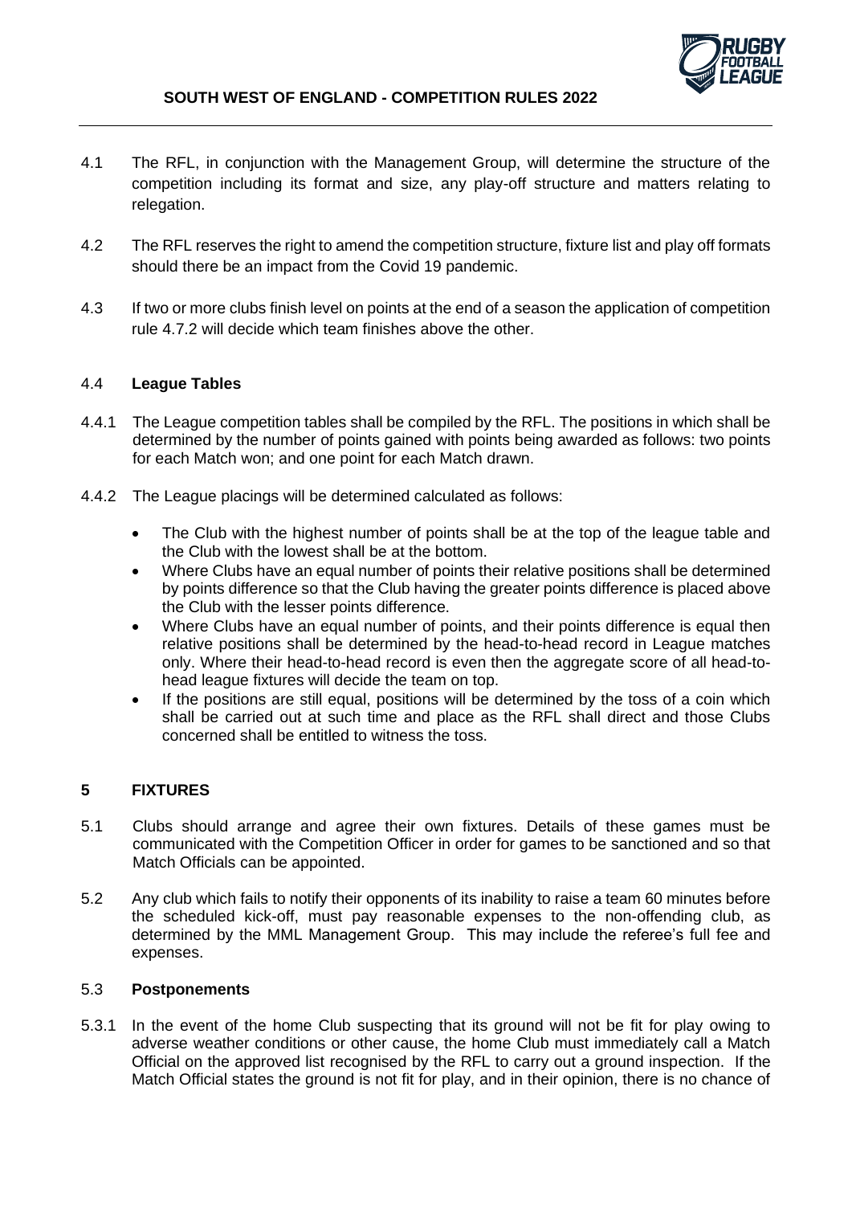4.1 The RFL, in conjunction with the Management Group, will determine the structure of the competition including its format and size, any play-off structure and matters relating to relegation.

4.2 The RFL reserves the right to amend the competition structure, fixture list and play off formats should there be an impact from the Covid 19 pandemic.

4.3 If two or more clubs finish level on points at the end of a season the application of competition rule 4.7.2 will decide which team finishes above the other.

### 4.4 League Tables

4.4.1 The League competition tables shall be compiled by the RFL. The positions in which shall be determined by the number of points gained with points being awarded as follows: two points for each Match won; and one point for each Match drawn.

4.4.2 The League placings will be determined calculated as follows:

- The Club with the highest number of points shall be at the top of the league table and the Club with the lowest shall be at the bottom.
- Where Clubs have an equal number of points their relative positions shall be determined by points difference so that the Club having the greater points difference is placed above the Club with the lesser points difference.
- Where Clubs have an equal number of points, and their points difference is equal then relative positions shall be determined by the head-to-head record in League matches only. Where their head-to-head record is even then the aggregate score of all head-to-head league fixtures will decide the team on top.
- If the positions are still equal, positions will be determined by the toss of a coin which shall be carried out at such time and place as the RFL shall direct and those Clubs concerned shall be entitled to witness the toss.

## 5 FIXTURES

5.1 Clubs should arrange and agree their own fixtures. Details of these games must be communicated with the Competition Officer in order for games to be sanctioned and so that Match Officials can be appointed.

5.2 Any club which fails to notify their opponents of its inability to raise a team 60 minutes before the scheduled kick-off, must pay reasonable expenses to the non-offending club, as determined by the MML Management Group. This may include the referee's full fee and expenses.

### 5.3 Postponements

5.3.1 In the event of the home Club suspecting that its ground will not be fit for play owing to adverse weather conditions or other cause, the home Club must immediately call a Match Official on the approved list recognised by the RFL to carry out a ground inspection. If the Match Official states the ground is not fit for play, and in their opinion, there is no chance of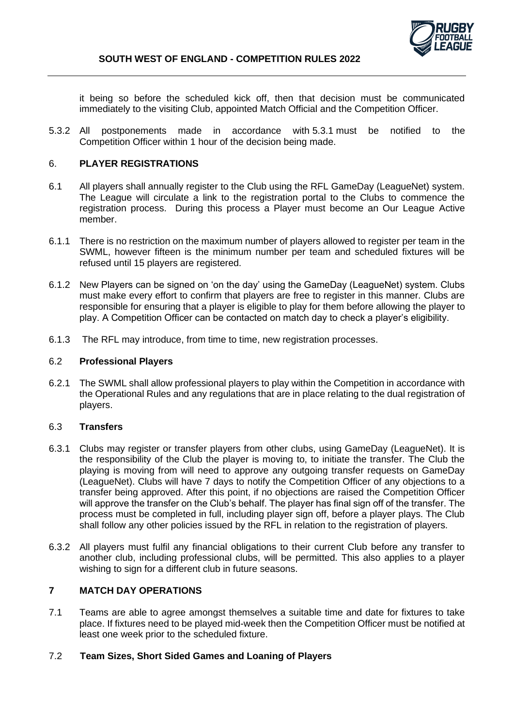it being so before the scheduled kick off, then that decision must be communicated immediately to the visiting Club, appointed Match Official and the Competition Officer.

5.3.2 All postponements made in accordance with 5.3.1 must be notified to the Competition Officer within 1 hour of the decision being made.

## 6. PLAYER REGISTRATIONS

6.1 All players shall annually register to the Club using the RFL GameDay (LeagueNet) system. The League will circulate a link to the registration portal to the Clubs to commence the registration process. During this process a Player must become an Our League Active member.

6.1.1 There is no restriction on the maximum number of players allowed to register per team in the SWML, however fifteen is the minimum number per team and scheduled fixtures will be refused until 15 players are registered.

6.1.2 New Players can be signed on 'on the day' using the GameDay (LeagueNet) system. Clubs must make every effort to confirm that players are free to register in this manner. Clubs are responsible for ensuring that a player is eligible to play for them before allowing the player to play. A Competition Officer can be contacted on match day to check a player's eligibility.

6.1.3 The RFL may introduce, from time to time, new registration processes.

### 6.2 Professional Players

6.2.1 The SWML shall allow professional players to play within the Competition in accordance with the Operational Rules and any regulations that are in place relating to the dual registration of players.

### 6.3 Transfers

6.3.1 Clubs may register or transfer players from other clubs, using GameDay (LeagueNet). It is the responsibility of the Club the player is moving to, to initiate the transfer. The Club the playing is moving from will need to approve any outgoing transfer requests on GameDay (LeagueNet). Clubs will have 7 days to notify the Competition Officer of any objections to a transfer being approved. After this point, if no objections are raised the Competition Officer will approve the transfer on the Club's behalf. The player has final sign off of the transfer. The process must be completed in full, including player sign off, before a player plays. The Club shall follow any other policies issued by the RFL in relation to the registration of players.

6.3.2 All players must fulfil any financial obligations to their current Club before any transfer to another club, including professional clubs, will be permitted. This also applies to a player wishing to sign for a different club in future seasons.

## 7 MATCH DAY OPERATIONS

7.1 Teams are able to agree amongst themselves a suitable time and date for fixtures to take place. If fixtures need to be played mid-week then the Competition Officer must be notified at least one week prior to the scheduled fixture.

### 7.2 Team Sizes, Short Sided Games and Loaning of Players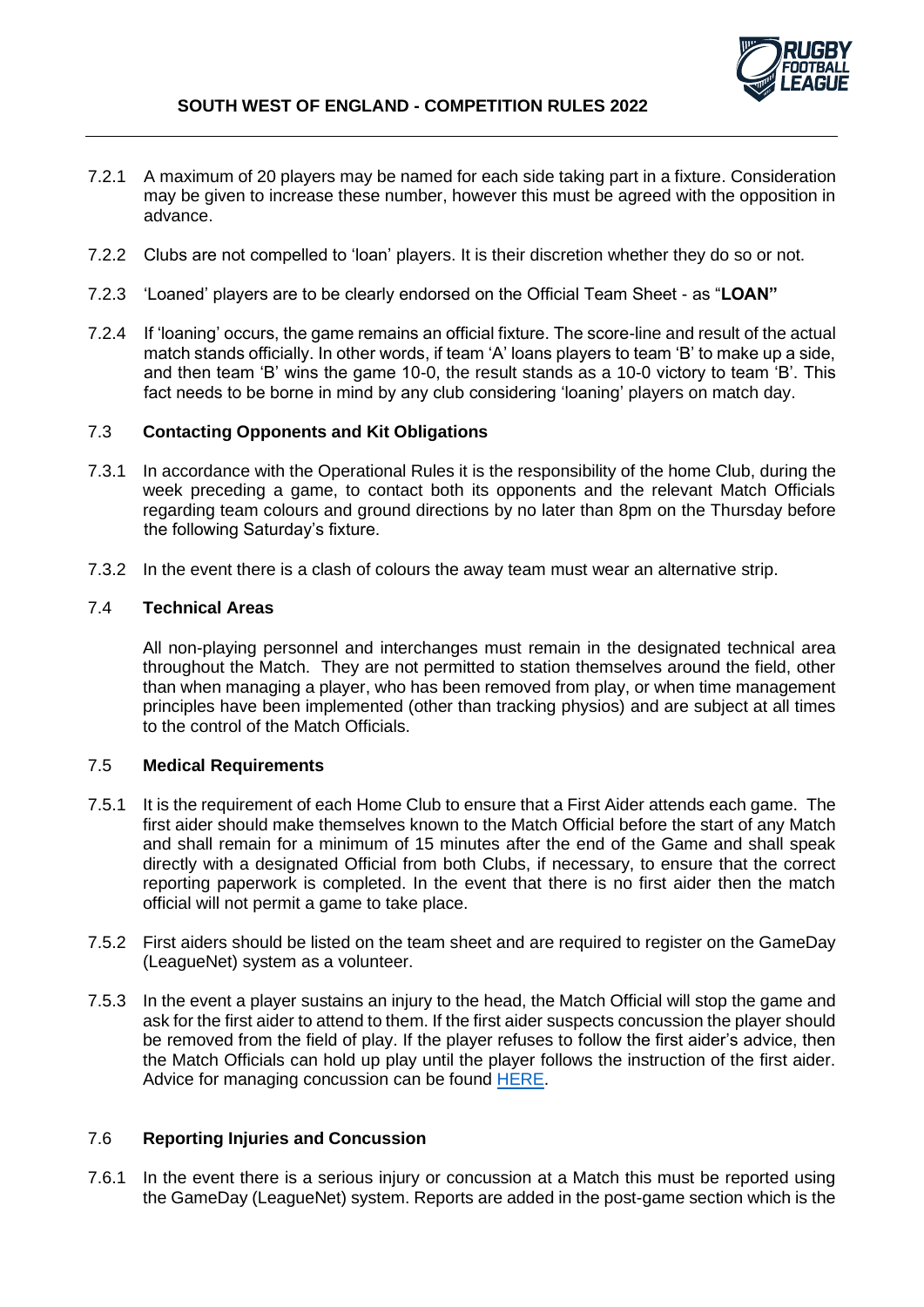7.2.1 A maximum of 20 players may be named for each side taking part in a fixture. Consideration may be given to increase these number, however this must be agreed with the opposition in advance.

7.2.2 Clubs are not compelled to 'loan' players. It is their discretion whether they do so or not.

7.2.3 'Loaned' players are to be clearly endorsed on the Official Team Sheet - as "**LOAN"**

7.2.4 If 'loaning' occurs, the game remains an official fixture. The score-line and result of the actual match stands officially. In other words, if team 'A' loans players to team 'B' to make up a side, and then team 'B' wins the game 10-0, the result stands as a 10-0 victory to team 'B'. This fact needs to be borne in mind by any club considering 'loaning' players on match day.

### 7.3 Contacting Opponents and Kit Obligations

7.3.1 In accordance with the Operational Rules it is the responsibility of the home Club, during the week preceding a game, to contact both its opponents and the relevant Match Officials regarding team colours and ground directions by no later than 8pm on the Thursday before the following Saturday's fixture.

7.3.2 In the event there is a clash of colours the away team must wear an alternative strip.

### 7.4 Technical Areas

All non-playing personnel and interchanges must remain in the designated technical area throughout the Match. They are not permitted to station themselves around the field, other than when managing a player, who has been removed from play, or when time management principles have been implemented (other than tracking physios) and are subject at all times to the control of the Match Officials.

### 7.5 Medical Requirements

7.5.1 It is the requirement of each Home Club to ensure that a First Aider attends each game. The first aider should make themselves known to the Match Official before the start of any Match and shall remain for a minimum of 15 minutes after the end of the Game and shall speak directly with a designated Official from both Clubs, if necessary, to ensure that the correct reporting paperwork is completed. In the event that there is no first aider then the match official will not permit a game to take place.

7.5.2 First aiders should be listed on the team sheet and are required to register on the GameDay (LeagueNet) system as a volunteer.

7.5.3 In the event a player sustains an injury to the head, the Match Official will stop the game and ask for the first aider to attend to them. If the first aider suspects concussion the player should be removed from the field of play. If the player refuses to follow the first aider's advice, then the Match Officials can hold up play until the player follows the instruction of the first aider. Advice for managing concussion can be found HERE.

### 7.6 Reporting Injuries and Concussion

7.6.1 In the event there is a serious injury or concussion at a Match this must be reported using the GameDay (LeagueNet) system. Reports are added in the post-game section which is the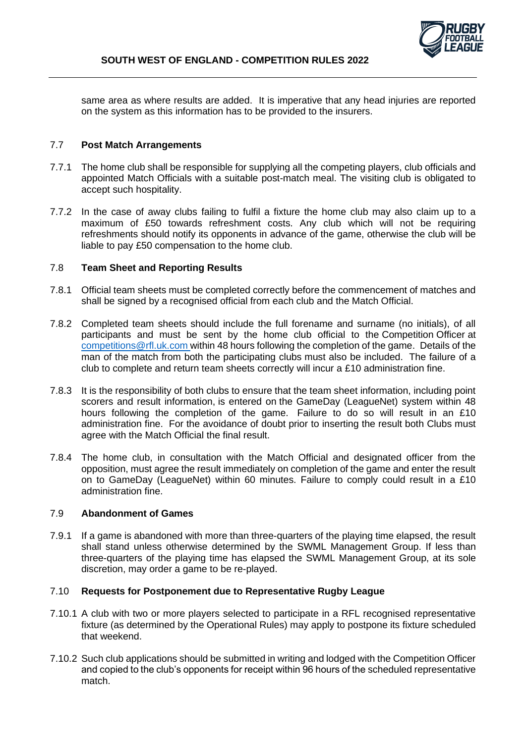same area as where results are added. It is imperative that any head injuries are reported on the system as this information has to be provided to the insurers.

### 7.7 Post Match Arrangements

7.7.1 The home club shall be responsible for supplying all the competing players, club officials and appointed Match Officials with a suitable post-match meal. The visiting club is obligated to accept such hospitality.

7.7.2 In the case of away clubs failing to fulfil a fixture the home club may also claim up to a maximum of £50 towards refreshment costs. Any club which will not be requiring refreshments should notify its opponents in advance of the game, otherwise the club will be liable to pay £50 compensation to the home club.

### 7.8 Team Sheet and Reporting Results

7.8.1 Official team sheets must be completed correctly before the commencement of matches and shall be signed by a recognised official from each club and the Match Official.

7.8.2 Completed team sheets should include the full forename and surname (no initials), of all participants and must be sent by the home club official to the Competition Officer at competitions@rfl.uk.com within 48 hours following the completion of the game. Details of the man of the match from both the participating clubs must also be included. The failure of a club to complete and return team sheets correctly will incur a £10 administration fine.

7.8.3 It is the responsibility of both clubs to ensure that the team sheet information, including point scorers and result information, is entered on the GameDay (LeagueNet) system within 48 hours following the completion of the game. Failure to do so will result in an £10 administration fine. For the avoidance of doubt prior to inserting the result both Clubs must agree with the Match Official the final result.

7.8.4 The home club, in consultation with the Match Official and designated officer from the opposition, must agree the result immediately on completion of the game and enter the result on to GameDay (LeagueNet) within 60 minutes. Failure to comply could result in a £10 administration fine.

### 7.9 Abandonment of Games

7.9.1 If a game is abandoned with more than three-quarters of the playing time elapsed, the result shall stand unless otherwise determined by the SWML Management Group. If less than three-quarters of the playing time has elapsed the SWML Management Group, at its sole discretion, may order a game to be re-played.

### 7.10 Requests for Postponement due to Representative Rugby League

7.10.1 A club with two or more players selected to participate in a RFL recognised representative fixture (as determined by the Operational Rules) may apply to postpone its fixture scheduled that weekend.

7.10.2 Such club applications should be submitted in writing and lodged with the Competition Officer and copied to the club's opponents for receipt within 96 hours of the scheduled representative match.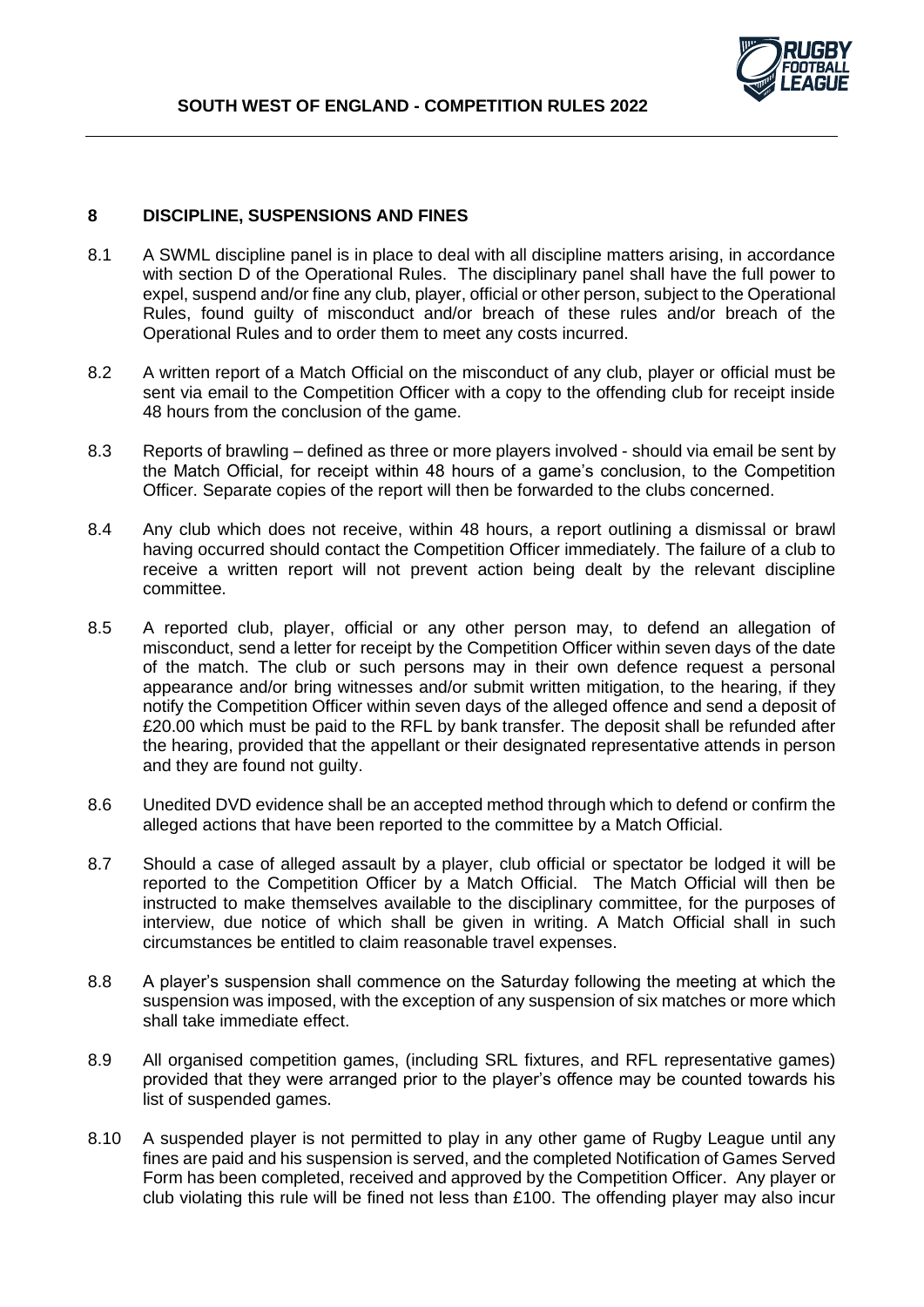## 8 DISCIPLINE, SUSPENSIONS AND FINES

8.1 A SWML discipline panel is in place to deal with all discipline matters arising, in accordance with section D of the Operational Rules. The disciplinary panel shall have the full power to expel, suspend and/or fine any club, player, official or other person, subject to the Operational Rules, found guilty of misconduct and/or breach of these rules and/or breach of the Operational Rules and to order them to meet any costs incurred.

8.2 A written report of a Match Official on the misconduct of any club, player or official must be sent via email to the Competition Officer with a copy to the offending club for receipt inside 48 hours from the conclusion of the game.

8.3 Reports of brawling – defined as three or more players involved - should via email be sent by the Match Official, for receipt within 48 hours of a game's conclusion, to the Competition Officer. Separate copies of the report will then be forwarded to the clubs concerned.

8.4 Any club which does not receive, within 48 hours, a report outlining a dismissal or brawl having occurred should contact the Competition Officer immediately. The failure of a club to receive a written report will not prevent action being dealt by the relevant discipline committee.

8.5 A reported club, player, official or any other person may, to defend an allegation of misconduct, send a letter for receipt by the Competition Officer within seven days of the date of the match. The club or such persons may in their own defence request a personal appearance and/or bring witnesses and/or submit written mitigation, to the hearing, if they notify the Competition Officer within seven days of the alleged offence and send a deposit of £20.00 which must be paid to the RFL by bank transfer. The deposit shall be refunded after the hearing, provided that the appellant or their designated representative attends in person and they are found not guilty.

8.6 Unedited DVD evidence shall be an accepted method through which to defend or confirm the alleged actions that have been reported to the committee by a Match Official.

8.7 Should a case of alleged assault by a player, club official or spectator be lodged it will be reported to the Competition Officer by a Match Official. The Match Official will then be instructed to make themselves available to the disciplinary committee, for the purposes of interview, due notice of which shall be given in writing. A Match Official shall in such circumstances be entitled to claim reasonable travel expenses.

8.8 A player's suspension shall commence on the Saturday following the meeting at which the suspension was imposed, with the exception of any suspension of six matches or more which shall take immediate effect.

8.9 All organised competition games, (including SRL fixtures, and RFL representative games) provided that they were arranged prior to the player's offence may be counted towards his list of suspended games.

8.10 A suspended player is not permitted to play in any other game of Rugby League until any fines are paid and his suspension is served, and the completed Notification of Games Served Form has been completed, received and approved by the Competition Officer. Any player or club violating this rule will be fined not less than £100. The offending player may also incur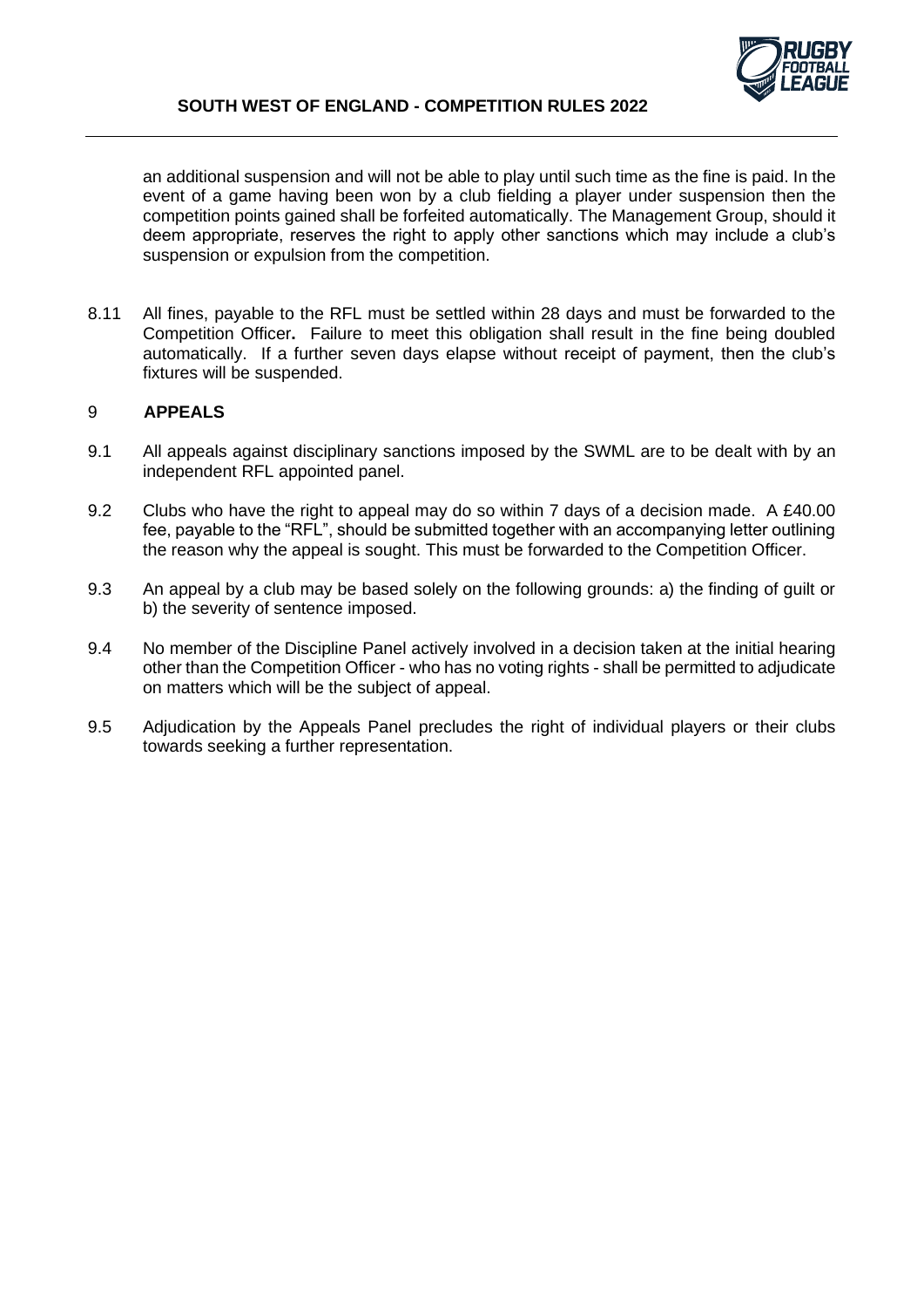an additional suspension and will not be able to play until such time as the fine is paid. In the event of a game having been won by a club fielding a player under suspension then the competition points gained shall be forfeited automatically. The Management Group, should it deem appropriate, reserves the right to apply other sanctions which may include a club's suspension or expulsion from the competition.

8.11 All fines, payable to the RFL must be settled within 28 days and must be forwarded to the Competition Officer**.** Failure to meet this obligation shall result in the fine being doubled automatically. If a further seven days elapse without receipt of payment, then the club's fixtures will be suspended.

## 9 APPEALS

9.1 All appeals against disciplinary sanctions imposed by the SWML are to be dealt with by an independent RFL appointed panel.

9.2 Clubs who have the right to appeal may do so within 7 days of a decision made. A £40.00 fee, payable to the "RFL", should be submitted together with an accompanying letter outlining the reason why the appeal is sought. This must be forwarded to the Competition Officer.

9.3 An appeal by a club may be based solely on the following grounds: a) the finding of guilt or b) the severity of sentence imposed.

9.4 No member of the Discipline Panel actively involved in a decision taken at the initial hearing other than the Competition Officer - who has no voting rights - shall be permitted to adjudicate on matters which will be the subject of appeal.

9.5 Adjudication by the Appeals Panel precludes the right of individual players or their clubs towards seeking a further representation.